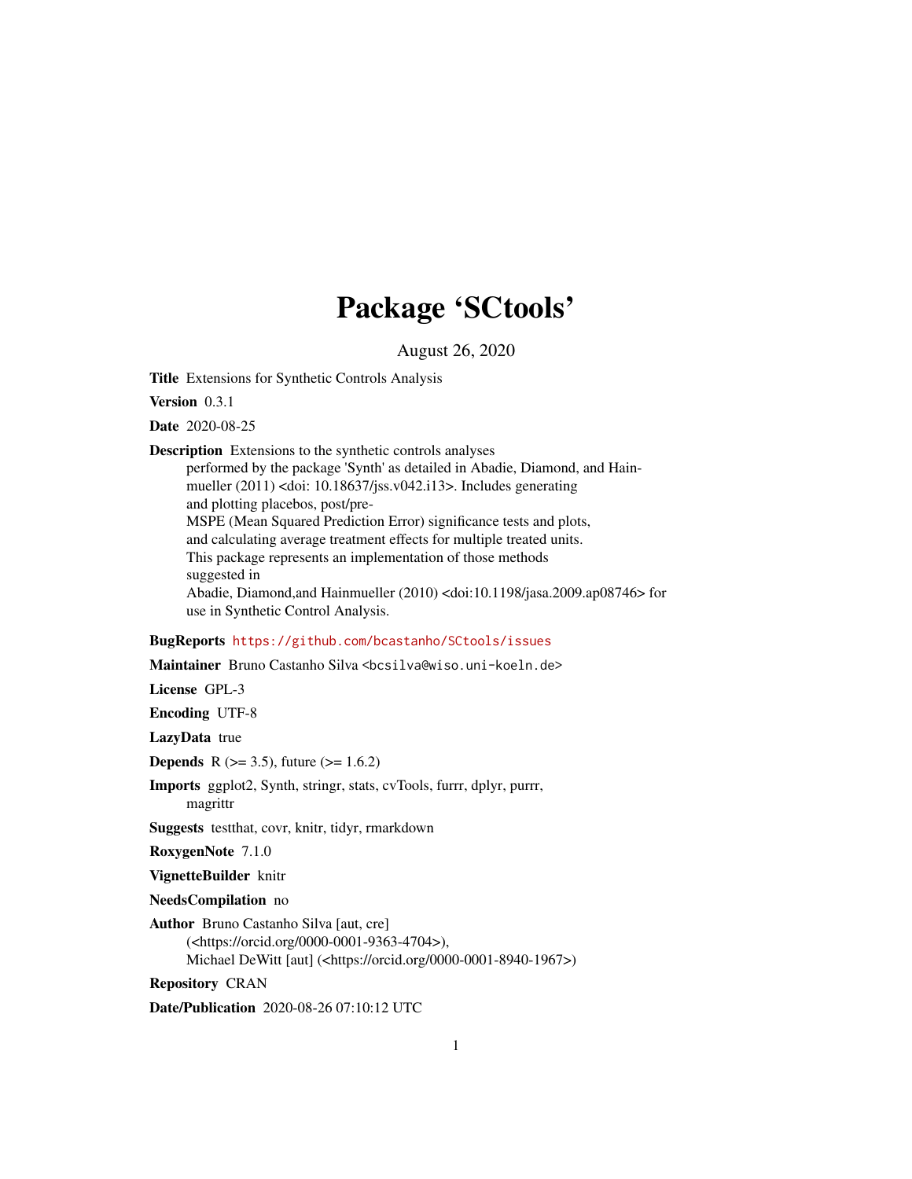# Package 'SCtools'

August 26, 2020

**Title** Extensions for Synthetic Controls Analysis

**Version** 0.3.1

**Date** 2020-08-25

**Description** Extensions to the synthetic controls analyses performed by the package 'Synth' as detailed in Abadie, Diamond, and Hainmueller (2011) <doi: 10.18637/jss.v042.i13>. Includes generating and plotting placebos, post/pre-MSPE (Mean Squared Prediction Error) significance tests and plots, and calculating average treatment effects for multiple treated units. This package represents an implementation of those methods suggested in Abadie, Diamond,and Hainmueller (2010) <doi:10.1198/jasa.2009.ap08746> for use in Synthetic Control Analysis.

**BugReports** https://github.com/bcastanho/SCtools/issues

**Maintainer** Bruno Castanho Silva <bcsilva@wiso.uni-koeln.de>

**License** GPL-3

**Encoding** UTF-8

**LazyData** true

**Depends** R (>= 3.5), future (>= 1.6.2)

**Imports** ggplot2, Synth, stringr, stats, cvTools, furrr, dplyr, purrr, magrittr

**Suggests** testthat, covr, knitr, tidyr, rmarkdown

**RoxygenNote** 7.1.0

**VignetteBuilder** knitr

**NeedsCompilation** no

**Author** Bruno Castanho Silva [aut, cre] (<https://orcid.org/0000-0001-9363-4704>), Michael DeWitt [aut] (<https://orcid.org/0000-0001-8940-1967>)

**Repository** CRAN

**Date/Publication** 2020-08-26 07:10:12 UTC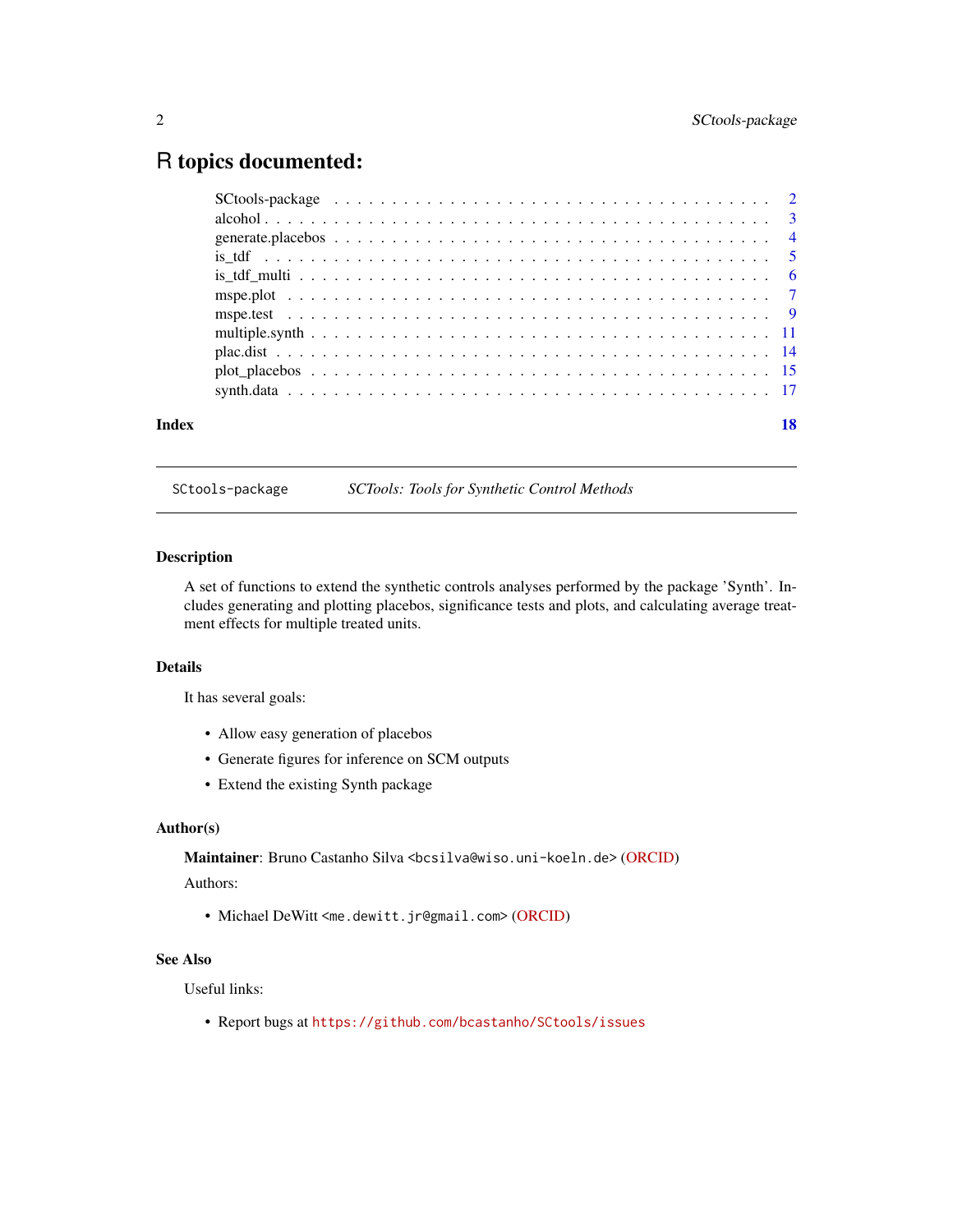# R topics documented:

| | |
|---|---|
| SCtools-package | 2 |
| alcohol | 3 |
| generate.placebos | 4 |
| is_tdf | 5 |
| is_tdf_multi | 6 |
| mspe.plot | 7 |
| mspe.test | 9 |
| multiple.synth | 11 |
| plac.dist | 14 |
| plot_placebos | 15 |
| synth.data | 17 |
| **Index** | **18** |

---

`SCtools-package` *SCTools: Tools for Synthetic Control Methods*

---

## Description

A set of functions to extend the synthetic controls analyses performed by the package 'Synth'. Includes generating and plotting placebos, significance tests and plots, and calculating average treatment effects for multiple treated units.

## Details

It has several goals:

- Allow easy generation of placebos
- Generate figures for inference on SCM outputs
- Extend the existing Synth package

## Author(s)

**Maintainer**: Bruno Castanho Silva <bcsilva@wiso.uni-koeln.de> (ORCID)

Authors:

- Michael DeWitt <me.dewitt.jr@gmail.com> (ORCID)

## See Also

Useful links:

- Report bugs at https://github.com/bcastanho/SCtools/issues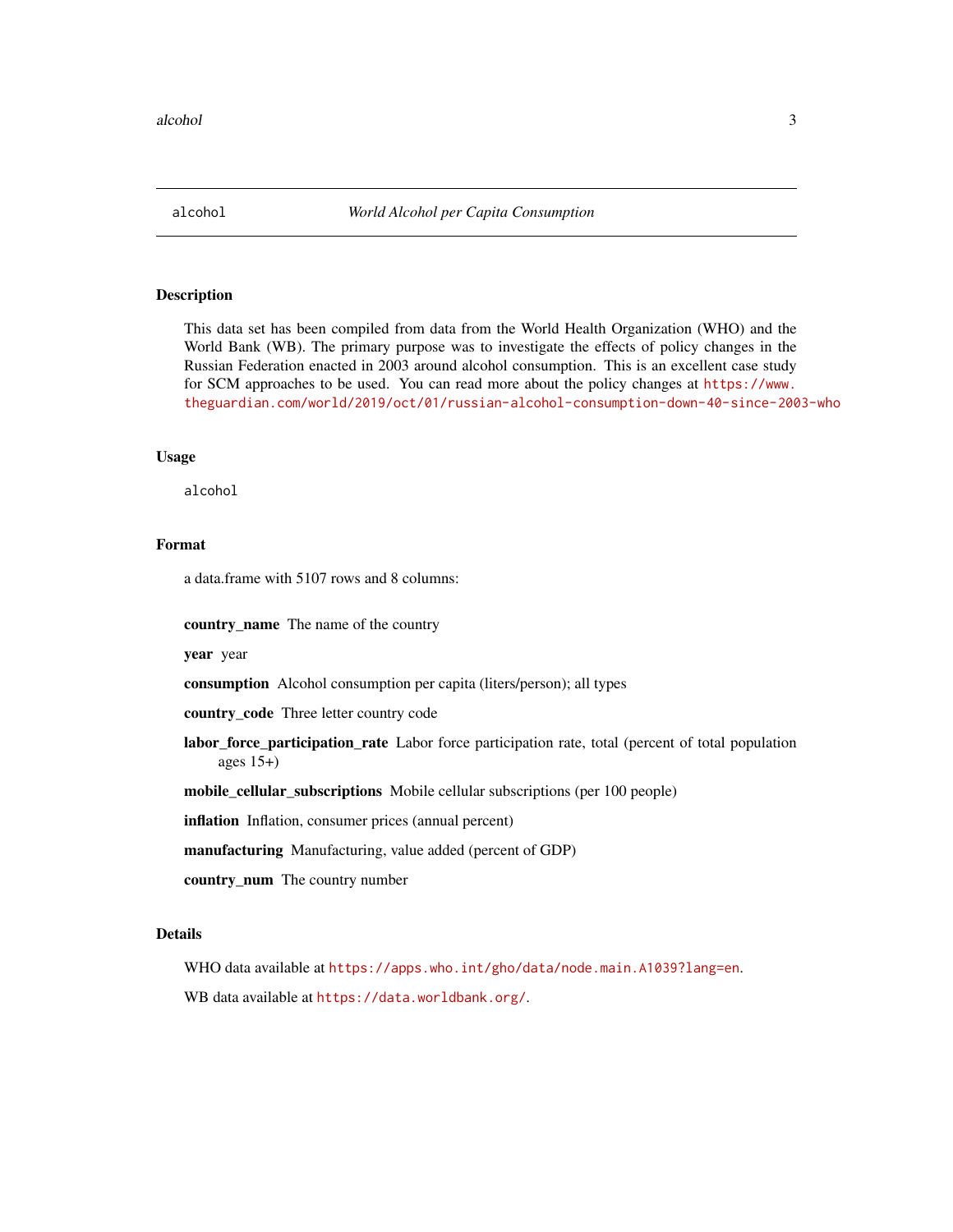alcohol *World Alcohol per Capita Consumption*

### Description

This data set has been compiled from data from the World Health Organization (WHO) and the World Bank (WB). The primary purpose was to investigate the effects of policy changes in the Russian Federation enacted in 2003 around alcohol consumption. This is an excellent case study for SCM approaches to be used. You can read more about the policy changes at https://www.theguardian.com/world/2019/oct/01/russian-alcohol-consumption-down-40-since-2003-who

### Usage

```
alcohol
```

### Format

a data.frame with 5107 rows and 8 columns:

**country_name** The name of the country

**year** year

**consumption** Alcohol consumption per capita (liters/person); all types

**country_code** Three letter country code

**labor_force_participation_rate** Labor force participation rate, total (percent of total population ages 15+)

**mobile_cellular_subscriptions** Mobile cellular subscriptions (per 100 people)

**inflation** Inflation, consumer prices (annual percent)

**manufacturing** Manufacturing, value added (percent of GDP)

**country_num** The country number

### Details

WHO data available at https://apps.who.int/gho/data/node.main.A1039?lang=en.

WB data available at https://data.worldbank.org/.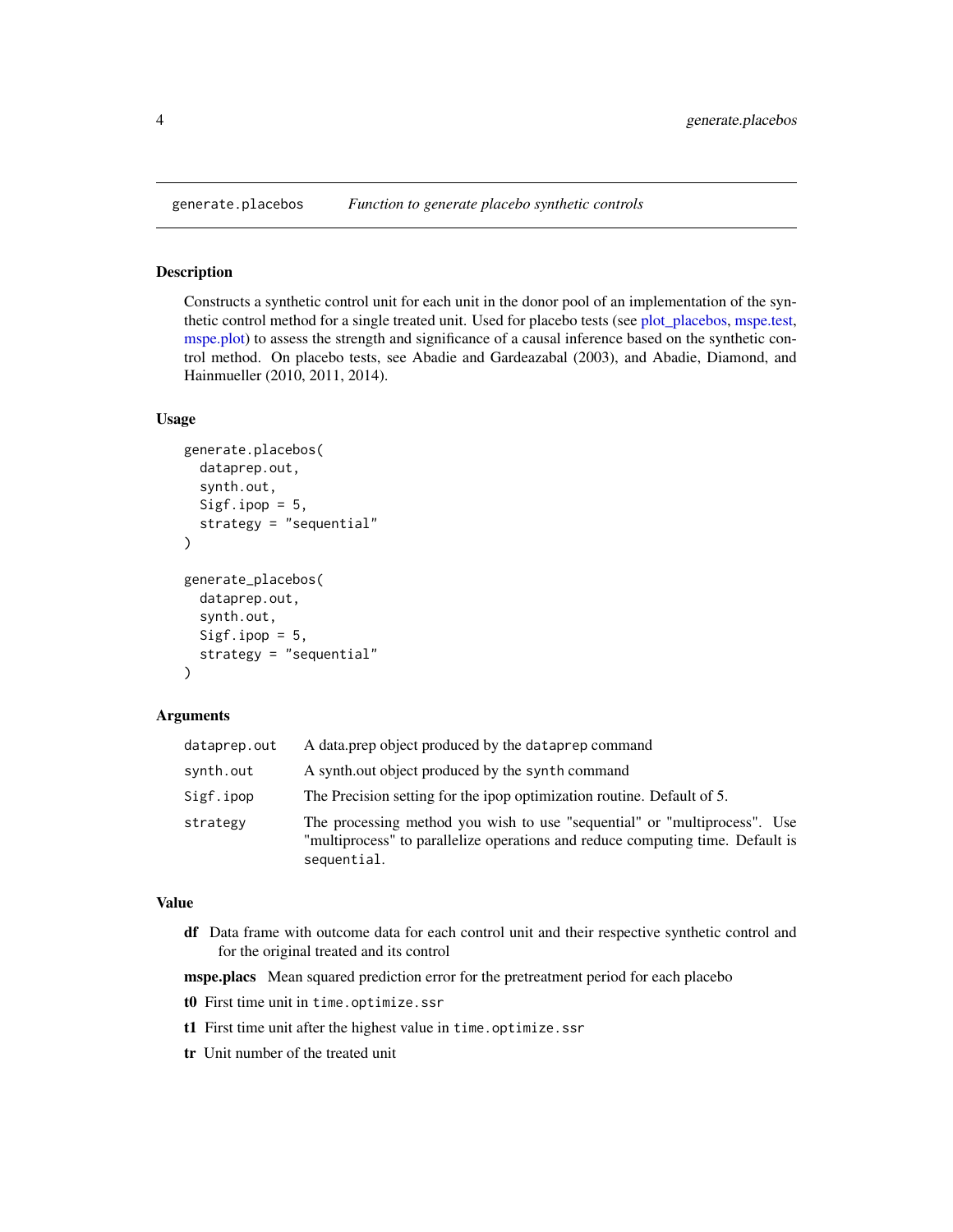## generate.placebos — *Function to generate placebo synthetic controls*

### Description

Constructs a synthetic control unit for each unit in the donor pool of an implementation of the synthetic control method for a single treated unit. Used for placebo tests (see plot_placebos, mspe.test, mspe.plot) to assess the strength and significance of a causal inference based on the synthetic control method. On placebo tests, see Abadie and Gardeazabal (2003), and Abadie, Diamond, and Hainmueller (2010, 2011, 2014).

### Usage

```
generate.placebos(
  dataprep.out,
  synth.out,
  Sigf.ipop = 5,
  strategy = "sequential"
)

generate_placebos(
  dataprep.out,
  synth.out,
  Sigf.ipop = 5,
  strategy = "sequential"
)
```

### Arguments

| | |
|---|---|
| `dataprep.out` | A data.prep object produced by the `dataprep` command |
| `synth.out` | A synth.out object produced by the `synth` command |
| `Sigf.ipop` | The Precision setting for the ipop optimization routine. Default of 5. |
| `strategy` | The processing method you wish to use "sequential" or "multiprocess". Use "multiprocess" to parallelize operations and reduce computing time. Default is `sequential`. |

### Value

- **df** Data frame with outcome data for each control unit and their respective synthetic control and for the original treated and its control
- **mspe.placs** Mean squared prediction error for the pretreatment period for each placebo
- **t0** First time unit in `time.optimize.ssr`
- **t1** First time unit after the highest value in `time.optimize.ssr`
- **tr** Unit number of the treated unit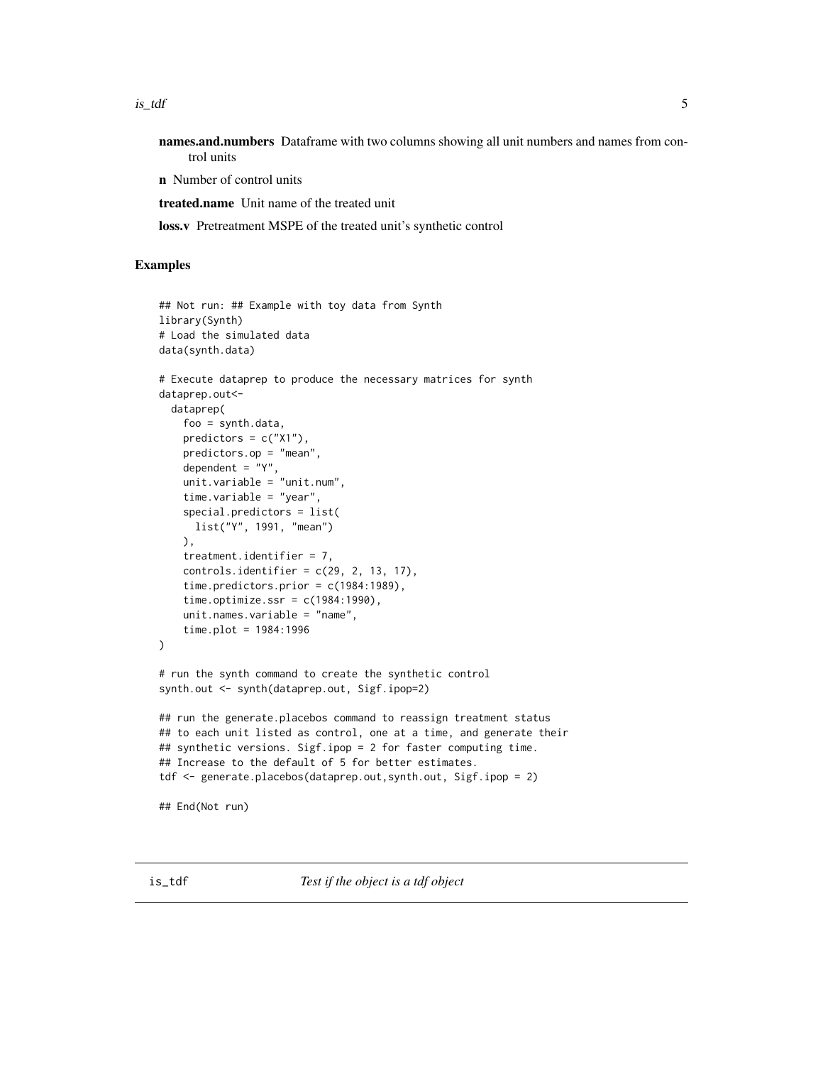**names.and.numbers** Dataframe with two columns showing all unit numbers and names from control units

**n** Number of control units

**treated.name** Unit name of the treated unit

**loss.v** Pretreatment MSPE of the treated unit's synthetic control

### Examples

```
## Not run: ## Example with toy data from Synth
library(Synth)
# Load the simulated data
data(synth.data)

# Execute dataprep to produce the necessary matrices for synth
dataprep.out<-
  dataprep(
    foo = synth.data,
    predictors = c("X1"),
    predictors.op = "mean",
    dependent = "Y",
    unit.variable = "unit.num",
    time.variable = "year",
    special.predictors = list(
      list("Y", 1991, "mean")
    ),
    treatment.identifier = 7,
    controls.identifier = c(29, 2, 13, 17),
    time.predictors.prior = c(1984:1989),
    time.optimize.ssr = c(1984:1990),
    unit.names.variable = "name",
    time.plot = 1984:1996
)

# run the synth command to create the synthetic control
synth.out <- synth(dataprep.out, Sigf.ipop=2)

## run the generate.placebos command to reassign treatment status
## to each unit listed as control, one at a time, and generate their
## synthetic versions. Sigf.ipop = 2 for faster computing time.
## Increase to the default of 5 for better estimates.
tdf <- generate.placebos(dataprep.out,synth.out, Sigf.ipop = 2)

## End(Not run)
```

## is_tdf *Test if the object is a tdf object*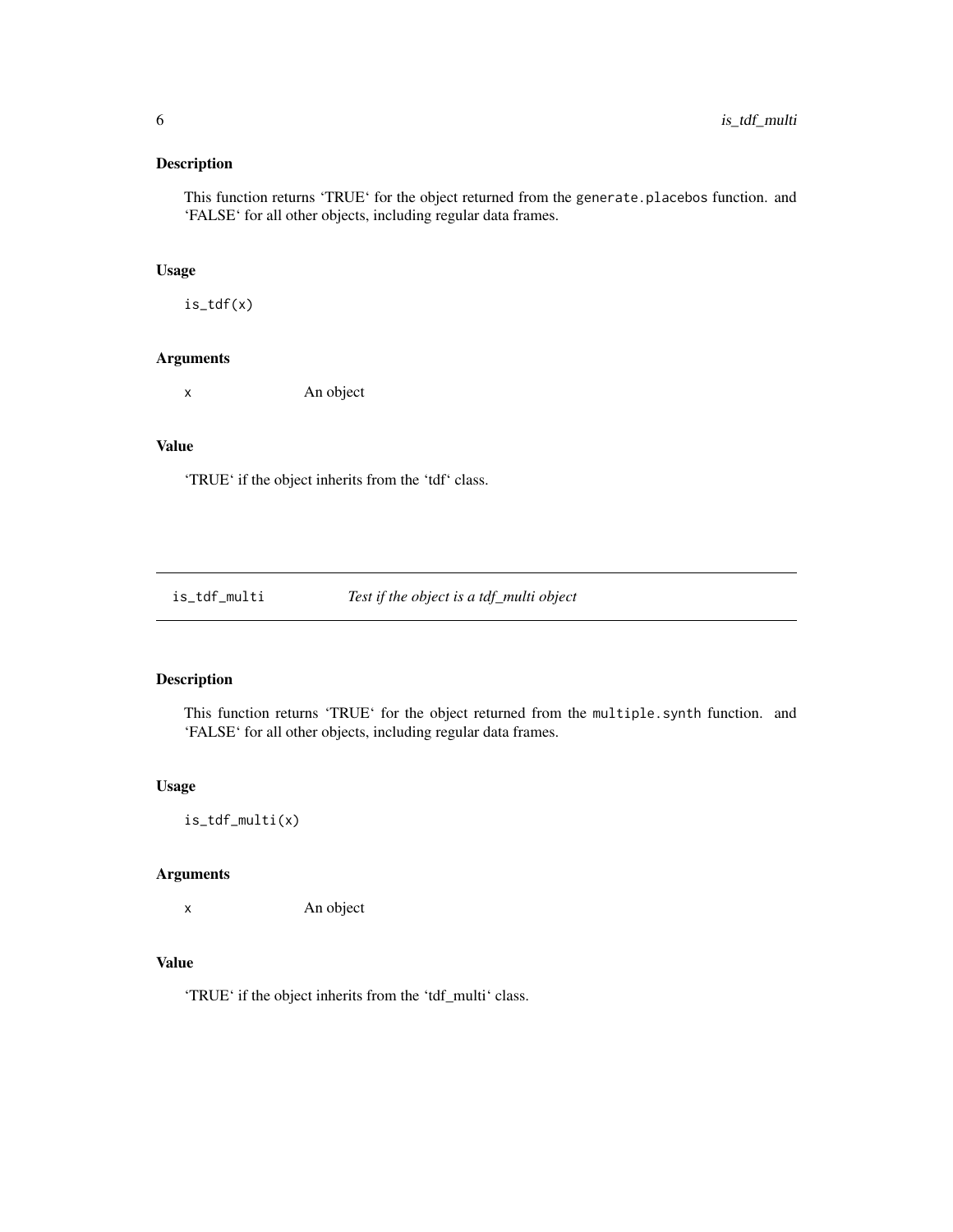### Description

This function returns 'TRUE' for the object returned from the `generate.placebos` function. and 'FALSE' for all other objects, including regular data frames.

### Usage

```
is_tdf(x)
```

### Arguments

| | |
|---|---|
| x | An object |

### Value

'TRUE' if the object inherits from the 'tdf' class.

---

## is_tdf_multi *Test if the object is a tdf_multi object*

---

### Description

This function returns 'TRUE' for the object returned from the `multiple.synth` function. and 'FALSE' for all other objects, including regular data frames.

### Usage

```
is_tdf_multi(x)
```

### Arguments

| | |
|---|---|
| x | An object |

### Value

'TRUE' if the object inherits from the 'tdf_multi' class.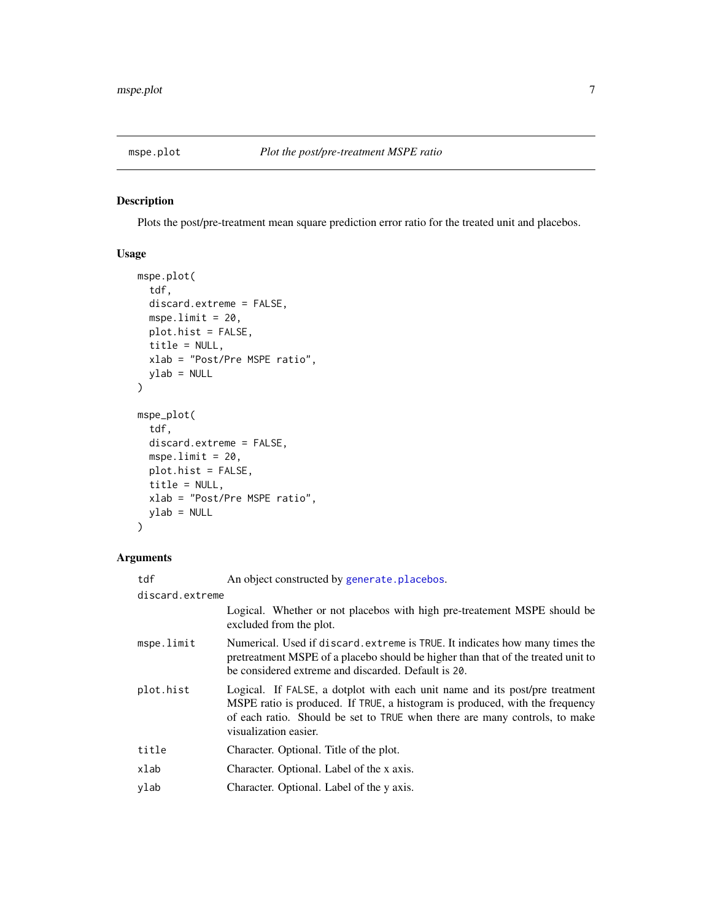## mspe.plot — *Plot the post/pre-treatment MSPE ratio*

### Description

Plots the post/pre-treatment mean square prediction error ratio for the treated unit and placebos.

### Usage

```
mspe.plot(
  tdf,
  discard.extreme = FALSE,
  mspe.limit = 20,
  plot.hist = FALSE,
  title = NULL,
  xlab = "Post/Pre MSPE ratio",
  ylab = NULL
)

mspe_plot(
  tdf,
  discard.extreme = FALSE,
  mspe.limit = 20,
  plot.hist = FALSE,
  title = NULL,
  xlab = "Post/Pre MSPE ratio",
  ylab = NULL
)
```

### Arguments

| Argument | Description |
|---|---|
| `tdf` | An object constructed by `generate.placebos`. |
| `discard.extreme` | Logical. Whether or not placebos with high pre-treatement MSPE should be excluded from the plot. |
| `mspe.limit` | Numerical. Used if `discard.extreme` is `TRUE`. It indicates how many times the pretreatment MSPE of a placebo should be higher than that of the treated unit to be considered extreme and discarded. Default is `20`. |
| `plot.hist` | Logical. If `FALSE`, a dotplot with each unit name and its post/pre treatment MSPE ratio is produced. If `TRUE`, a histogram is produced, with the frequency of each ratio. Should be set to `TRUE` when there are many controls, to make visualization easier. |
| `title` | Character. Optional. Title of the plot. |
| `xlab` | Character. Optional. Label of the x axis. |
| `ylab` | Character. Optional. Label of the y axis. |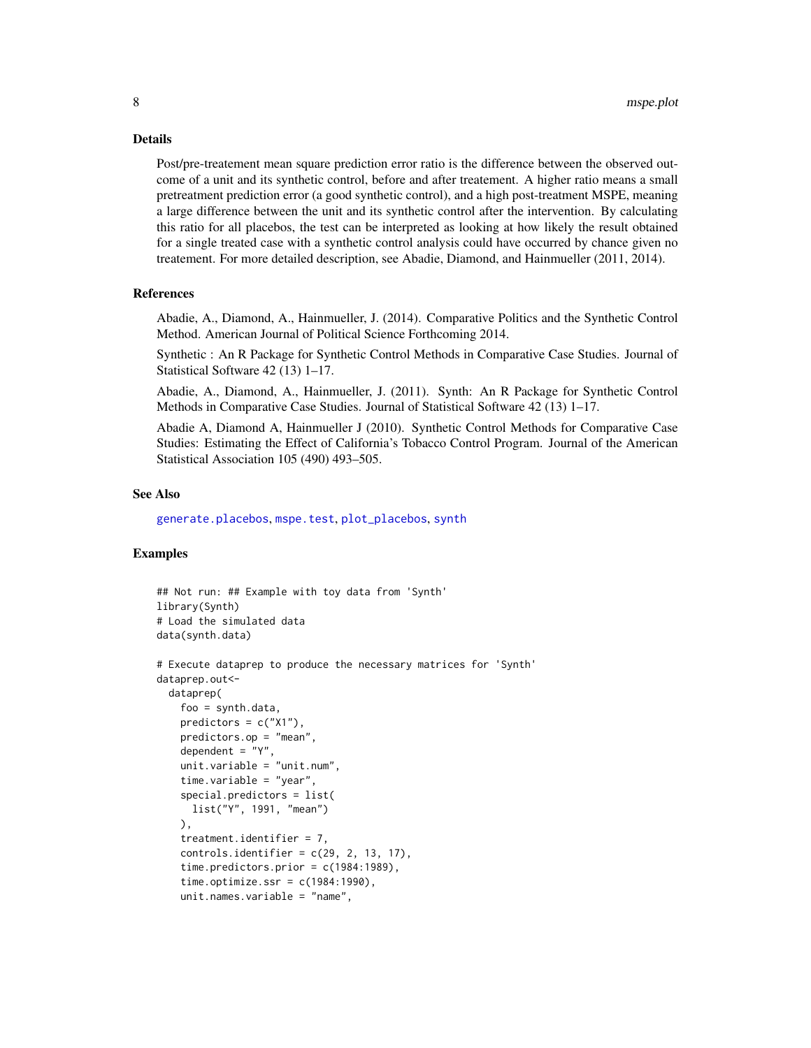## Details

Post/pre-treatement mean square prediction error ratio is the difference between the observed outcome of a unit and its synthetic control, before and after treatement. A higher ratio means a small pretreatment prediction error (a good synthetic control), and a high post-treatment MSPE, meaning a large difference between the unit and its synthetic control after the intervention. By calculating this ratio for all placebos, the test can be interpreted as looking at how likely the result obtained for a single treated case with a synthetic control analysis could have occurred by chance given no treatement. For more detailed description, see Abadie, Diamond, and Hainmueller (2011, 2014).

## References

Abadie, A., Diamond, A., Hainmueller, J. (2014). Comparative Politics and the Synthetic Control Method. American Journal of Political Science Forthcoming 2014.

Synthetic : An R Package for Synthetic Control Methods in Comparative Case Studies. Journal of Statistical Software 42 (13) 1–17.

Abadie, A., Diamond, A., Hainmueller, J. (2011). Synth: An R Package for Synthetic Control Methods in Comparative Case Studies. Journal of Statistical Software 42 (13) 1–17.

Abadie A, Diamond A, Hainmueller J (2010). Synthetic Control Methods for Comparative Case Studies: Estimating the Effect of California's Tobacco Control Program. Journal of the American Statistical Association 105 (490) 493–505.

## See Also

generate.placebos, mspe.test, plot_placebos, synth

## Examples

```
## Not run: ## Example with toy data from 'Synth'
library(Synth)
# Load the simulated data
data(synth.data)

# Execute dataprep to produce the necessary matrices for 'Synth'
dataprep.out<-
  dataprep(
    foo = synth.data,
    predictors = c("X1"),
    predictors.op = "mean",
    dependent = "Y",
    unit.variable = "unit.num",
    time.variable = "year",
    special.predictors = list(
      list("Y", 1991, "mean")
    ),
    treatment.identifier = 7,
    controls.identifier = c(29, 2, 13, 17),
    time.predictors.prior = c(1984:1989),
    time.optimize.ssr = c(1984:1990),
    unit.names.variable = "name",
```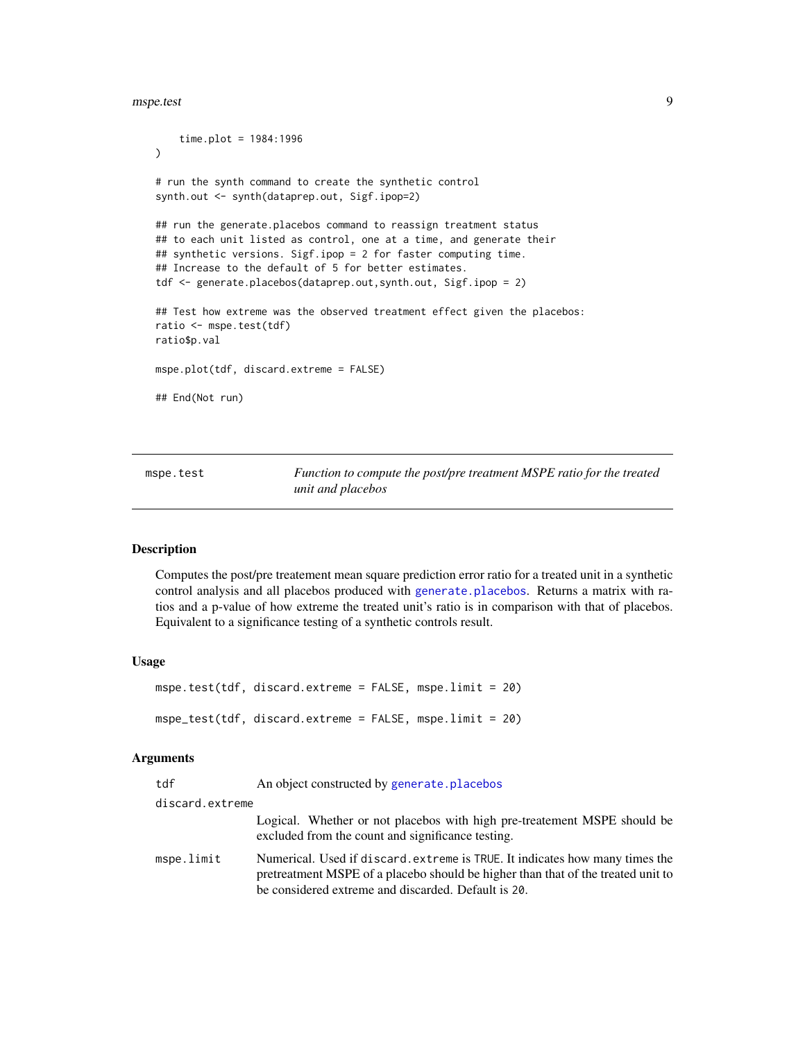```
    time.plot = 1984:1996
)

# run the synth command to create the synthetic control
synth.out <- synth(dataprep.out, Sigf.ipop=2)

## run the generate.placebos command to reassign treatment status
## to each unit listed as control, one at a time, and generate their
## synthetic versions. Sigf.ipop = 2 for faster computing time.
## Increase to the default of 5 for better estimates.
tdf <- generate.placebos(dataprep.out,synth.out, Sigf.ipop = 2)

## Test how extreme was the observed treatment effect given the placebos:
ratio <- mspe.test(tdf)
ratio$p.val

mspe.plot(tdf, discard.extreme = FALSE)

## End(Not run)
```

## mspe.test — *Function to compute the post/pre treatment MSPE ratio for the treated unit and placebos*

### Description

Computes the post/pre treatement mean square prediction error ratio for a treated unit in a synthetic control analysis and all placebos produced with generate.placebos. Returns a matrix with ratios and a p-value of how extreme the treated unit's ratio is in comparison with that of placebos. Equivalent to a significance testing of a synthetic controls result.

### Usage

```
mspe.test(tdf, discard.extreme = FALSE, mspe.limit = 20)

mspe_test(tdf, discard.extreme = FALSE, mspe.limit = 20)
```

### Arguments

| | |
|---|---|
| tdf | An object constructed by generate.placebos |
| discard.extreme | Logical. Whether or not placebos with high pre-treatement MSPE should be excluded from the count and significance testing. |
| mspe.limit | Numerical. Used if discard.extreme is TRUE. It indicates how many times the pretreatment MSPE of a placebo should be higher than that of the treated unit to be considered extreme and discarded. Default is 20. |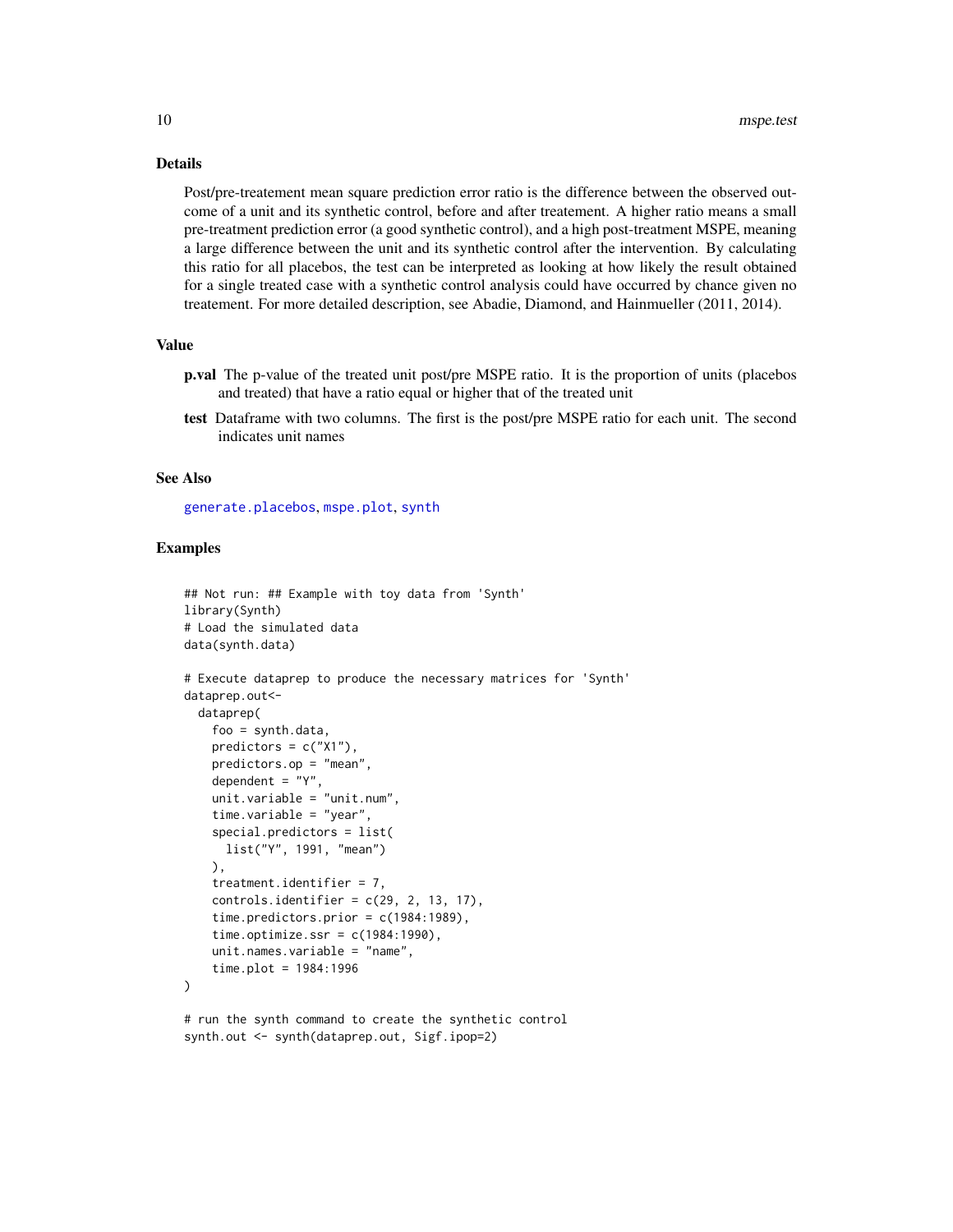### Details

Post/pre-treatement mean square prediction error ratio is the difference between the observed outcome of a unit and its synthetic control, before and after treatement. A higher ratio means a small pre-treatment prediction error (a good synthetic control), and a high post-treatment MSPE, meaning a large difference between the unit and its synthetic control after the intervention. By calculating this ratio for all placebos, the test can be interpreted as looking at how likely the result obtained for a single treated case with a synthetic control analysis could have occurred by chance given no treatement. For more detailed description, see Abadie, Diamond, and Hainmueller (2011, 2014).

### Value

**p.val** The p-value of the treated unit post/pre MSPE ratio. It is the proportion of units (placebos and treated) that have a ratio equal or higher that of the treated unit

**test** Dataframe with two columns. The first is the post/pre MSPE ratio for each unit. The second indicates unit names

### See Also

generate.placebos, mspe.plot, synth

### Examples

```
## Not run: ## Example with toy data from 'Synth'
library(Synth)
# Load the simulated data
data(synth.data)

# Execute dataprep to produce the necessary matrices for 'Synth'
dataprep.out<-
  dataprep(
    foo = synth.data,
    predictors = c("X1"),
    predictors.op = "mean",
    dependent = "Y",
    unit.variable = "unit.num",
    time.variable = "year",
    special.predictors = list(
      list("Y", 1991, "mean")
    ),
    treatment.identifier = 7,
    controls.identifier = c(29, 2, 13, 17),
    time.predictors.prior = c(1984:1989),
    time.optimize.ssr = c(1984:1990),
    unit.names.variable = "name",
    time.plot = 1984:1996
)

# run the synth command to create the synthetic control
synth.out <- synth(dataprep.out, Sigf.ipop=2)
```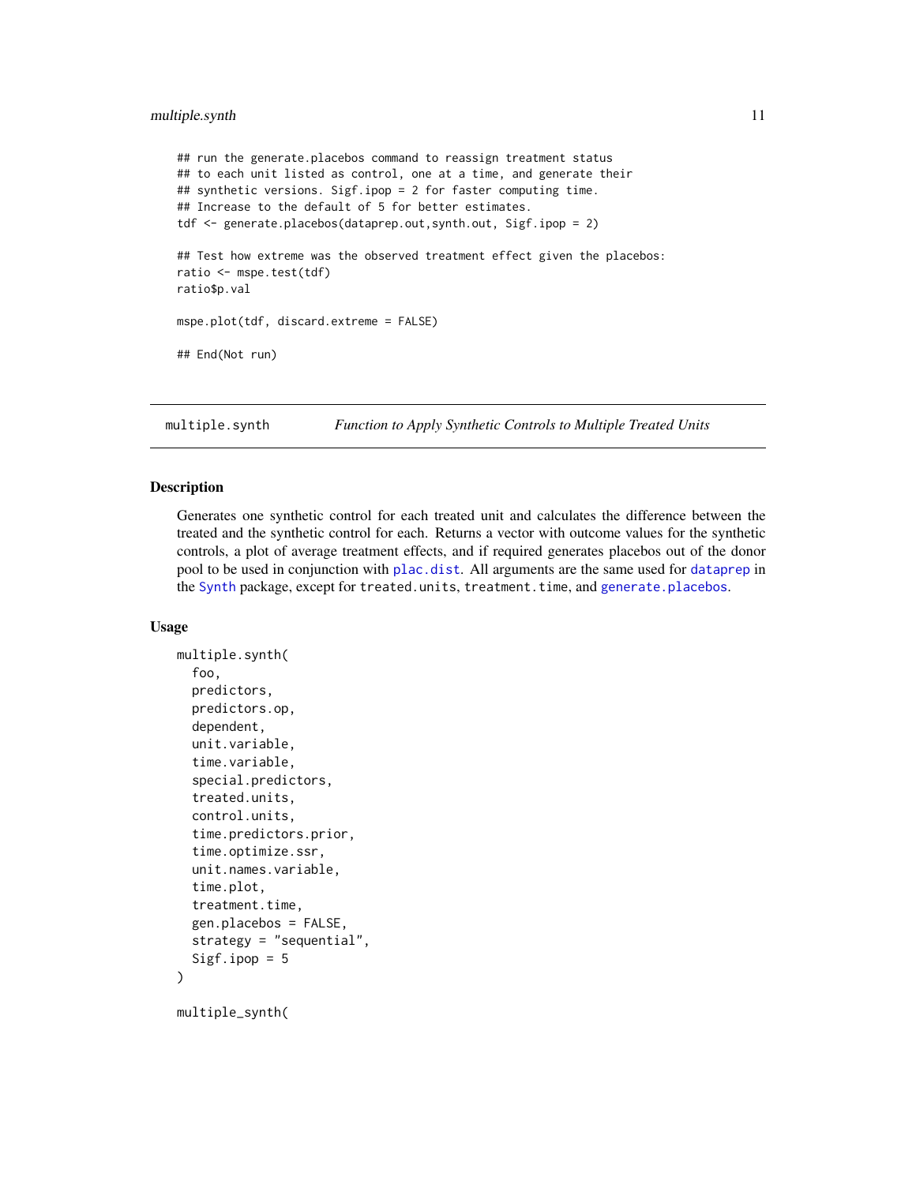```
## run the generate.placebos command to reassign treatment status
## to each unit listed as control, one at a time, and generate their
## synthetic versions. Sigf.ipop = 2 for faster computing time.
## Increase to the default of 5 for better estimates.
tdf <- generate.placebos(dataprep.out,synth.out, Sigf.ipop = 2)

## Test how extreme was the observed treatment effect given the placebos:
ratio <- mspe.test(tdf)
ratio$p.val

mspe.plot(tdf, discard.extreme = FALSE)

## End(Not run)
```

## multiple.synth — *Function to Apply Synthetic Controls to Multiple Treated Units*

### Description

Generates one synthetic control for each treated unit and calculates the difference between the treated and the synthetic control for each. Returns a vector with outcome values for the synthetic controls, a plot of average treatment effects, and if required generates placebos out of the donor pool to be used in conjunction with plac.dist. All arguments are the same used for dataprep in the Synth package, except for treated.units, treatment.time, and generate.placebos.

### Usage

```
multiple.synth(
  foo,
  predictors,
  predictors.op,
  dependent,
  unit.variable,
  time.variable,
  special.predictors,
  treated.units,
  control.units,
  time.predictors.prior,
  time.optimize.ssr,
  unit.names.variable,
  time.plot,
  treatment.time,
  gen.placebos = FALSE,
  strategy = "sequential",
  Sigf.ipop = 5
)

multiple_synth(
```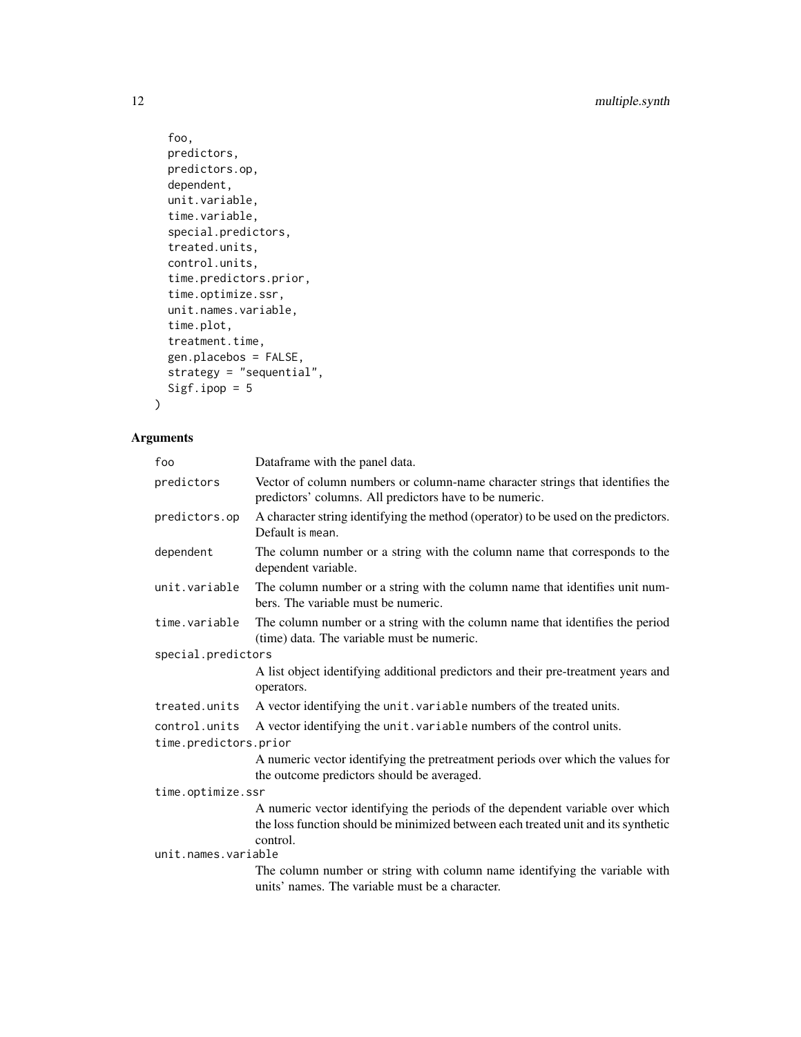```
  foo,
  predictors,
  predictors.op,
  dependent,
  unit.variable,
  time.variable,
  special.predictors,
  treated.units,
  control.units,
  time.predictors.prior,
  time.optimize.ssr,
  unit.names.variable,
  time.plot,
  treatment.time,
  gen.placebos = FALSE,
  strategy = "sequential",
  Sigf.ipop = 5
)
```

## Arguments

| Argument | Description |
|---|---|
| `foo` | Dataframe with the panel data. |
| `predictors` | Vector of column numbers or column-name character strings that identifies the predictors' columns. All predictors have to be numeric. |
| `predictors.op` | A character string identifying the method (operator) to be used on the predictors. Default is `mean`. |
| `dependent` | The column number or a string with the column name that corresponds to the dependent variable. |
| `unit.variable` | The column number or a string with the column name that identifies unit numbers. The variable must be numeric. |
| `time.variable` | The column number or a string with the column name that identifies the period (time) data. The variable must be numeric. |
| `special.predictors` | A list object identifying additional predictors and their pre-treatment years and operators. |
| `treated.units` | A vector identifying the `unit.variable` numbers of the treated units. |
| `control.units` | A vector identifying the `unit.variable` numbers of the control units. |
| `time.predictors.prior` | A numeric vector identifying the pretreatment periods over which the values for the outcome predictors should be averaged. |
| `time.optimize.ssr` | A numeric vector identifying the periods of the dependent variable over which the loss function should be minimized between each treated unit and its synthetic control. |
| `unit.names.variable` | The column number or string with column name identifying the variable with units' names. The variable must be a character. |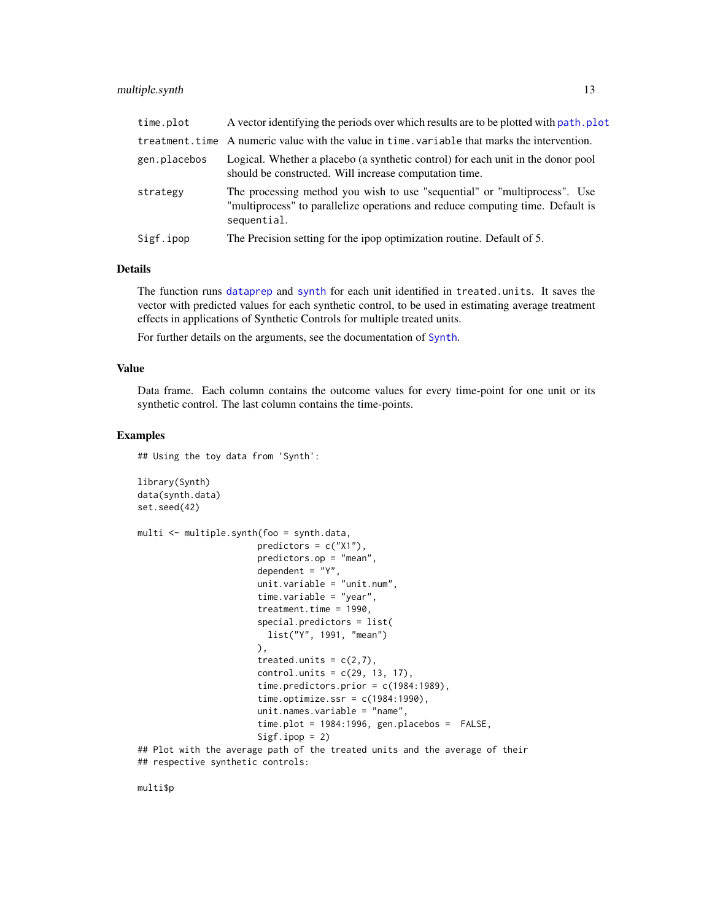| | |
|---|---|
| time.plot | A vector identifying the periods over which results are to be plotted with path.plot |
| treatment.time | A numeric value with the value in time.variable that marks the intervention. |
| gen.placebos | Logical. Whether a placebo (a synthetic control) for each unit in the donor pool should be constructed. Will increase computation time. |
| strategy | The processing method you wish to use "sequential" or "multiprocess". Use "multiprocess" to parallelize operations and reduce computing time. Default is sequential. |
| Sigf.ipop | The Precision setting for the ipop optimization routine. Default of 5. |

## Details

The function runs dataprep and synth for each unit identified in treated.units. It saves the vector with predicted values for each synthetic control, to be used in estimating average treatment effects in applications of Synthetic Controls for multiple treated units.

For further details on the arguments, see the documentation of Synth.

## Value

Data frame. Each column contains the outcome values for every time-point for one unit or its synthetic control. The last column contains the time-points.

## Examples

```
## Using the toy data from 'Synth':

library(Synth)
data(synth.data)
set.seed(42)

multi <- multiple.synth(foo = synth.data,
                       predictors = c("X1"),
                       predictors.op = "mean",
                       dependent = "Y",
                       unit.variable = "unit.num",
                       time.variable = "year",
                       treatment.time = 1990,
                       special.predictors = list(
                         list("Y", 1991, "mean")
                       ),
                       treated.units = c(2,7),
                       control.units = c(29, 13, 17),
                       time.predictors.prior = c(1984:1989),
                       time.optimize.ssr = c(1984:1990),
                       unit.names.variable = "name",
                       time.plot = 1984:1996, gen.placebos =  FALSE,
                       Sigf.ipop = 2)
## Plot with the average path of the treated units and the average of their
## respective synthetic controls:

multi$p
```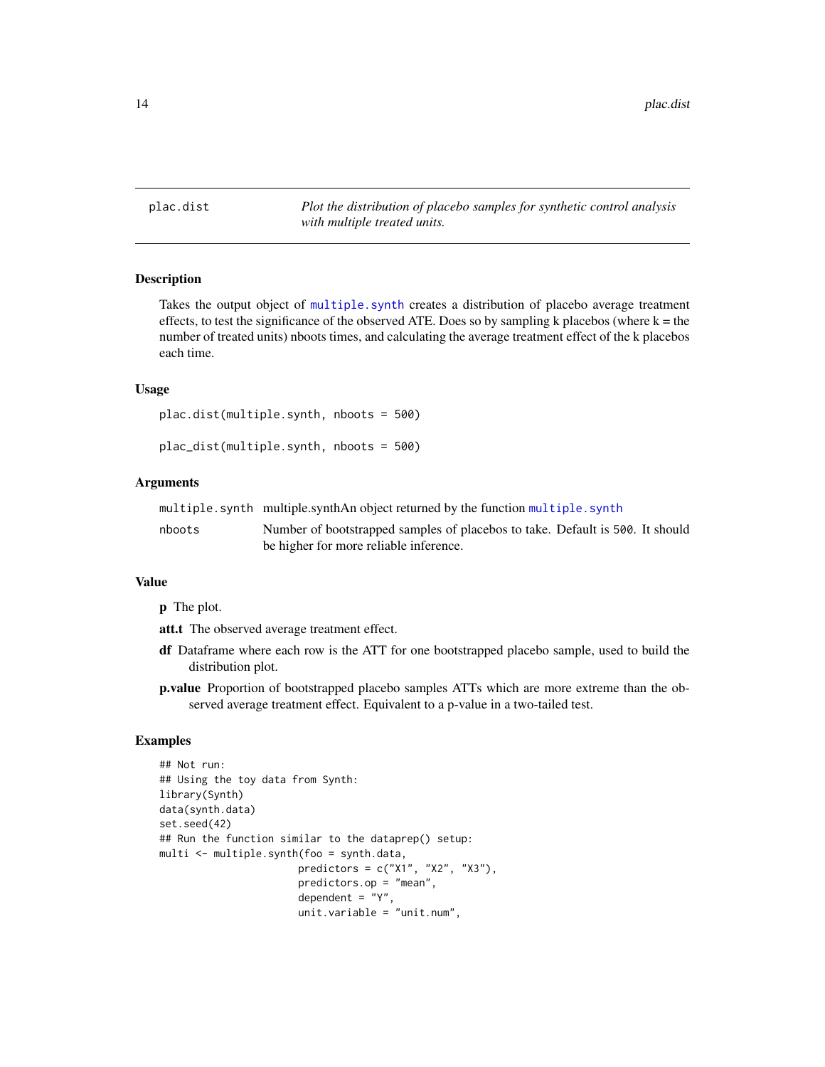| plac.dist | *Plot the distribution of placebo samples for synthetic control analysis with multiple treated units.* |
|---|---|

## Description

Takes the output object of `multiple.synth` creates a distribution of placebo average treatment effects, to test the significance of the observed ATE. Does so by sampling k placebos (where k = the number of treated units) nboots times, and calculating the average treatment effect of the k placebos each time.

## Usage

```
plac.dist(multiple.synth, nboots = 500)

plac_dist(multiple.synth, nboots = 500)
```

## Arguments

| | |
|---|---|
| `multiple.synth` | multiple.synthAn object returned by the function `multiple.synth` |
| `nboots` | Number of bootstrapped samples of placebos to take. Default is `500`. It should be higher for more reliable inference. |

## Value

**p** The plot.

**att.t** The observed average treatment effect.

**df** Dataframe where each row is the ATT for one bootstrapped placebo sample, used to build the distribution plot.

**p.value** Proportion of bootstrapped placebo samples ATTs which are more extreme than the observed average treatment effect. Equivalent to a p-value in a two-tailed test.

## Examples

```
## Not run:
## Using the toy data from Synth:
library(Synth)
data(synth.data)
set.seed(42)
## Run the function similar to the dataprep() setup:
multi <- multiple.synth(foo = synth.data,
                        predictors = c("X1", "X2", "X3"),
                        predictors.op = "mean",
                        dependent = "Y",
                        unit.variable = "unit.num",
```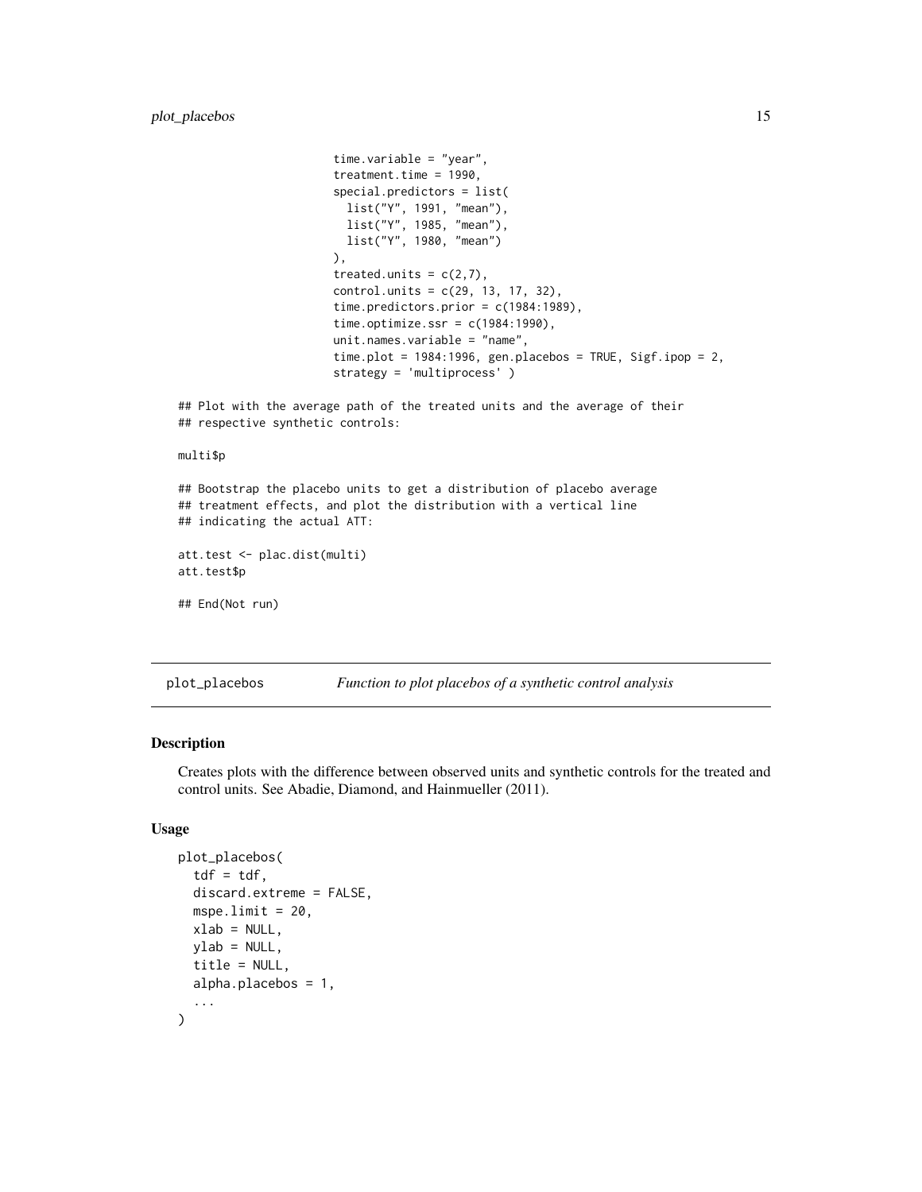```
                        time.variable = "year",
                        treatment.time = 1990,
                        special.predictors = list(
                          list("Y", 1991, "mean"),
                          list("Y", 1985, "mean"),
                          list("Y", 1980, "mean")
                        ),
                        treated.units = c(2,7),
                        control.units = c(29, 13, 17, 32),
                        time.predictors.prior = c(1984:1989),
                        time.optimize.ssr = c(1984:1990),
                        unit.names.variable = "name",
                        time.plot = 1984:1996, gen.placebos = TRUE, Sigf.ipop = 2,
                        strategy = 'multiprocess' )

## Plot with the average path of the treated units and the average of their
## respective synthetic controls:

multi$p

## Bootstrap the placebo units to get a distribution of placebo average
## treatment effects, and plot the distribution with a vertical line
## indicating the actual ATT:

att.test <- plac.dist(multi)
att.test$p

## End(Not run)
```

## plot_placebos — *Function to plot placebos of a synthetic control analysis*

### Description

Creates plots with the difference between observed units and synthetic controls for the treated and control units. See Abadie, Diamond, and Hainmueller (2011).

### Usage

```
plot_placebos(
  tdf = tdf,
  discard.extreme = FALSE,
  mspe.limit = 20,
  xlab = NULL,
  ylab = NULL,
  title = NULL,
  alpha.placebos = 1,
  ...
)
```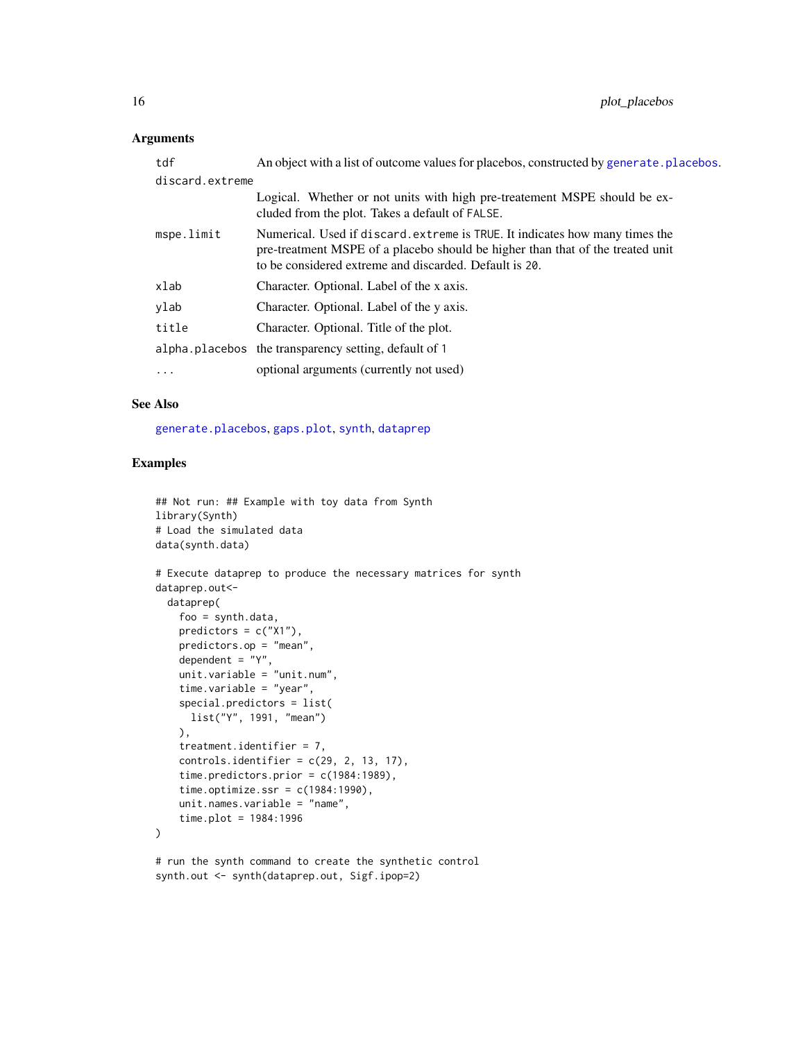### Arguments

| | |
|---|---|
| tdf | An object with a list of outcome values for placebos, constructed by generate.placebos. |
| discard.extreme | Logical. Whether or not units with high pre-treatement MSPE should be excluded from the plot. Takes a default of FALSE. |
| mspe.limit | Numerical. Used if discard.extreme is TRUE. It indicates how many times the pre-treatment MSPE of a placebo should be higher than that of the treated unit to be considered extreme and discarded. Default is 20. |
| xlab | Character. Optional. Label of the x axis. |
| ylab | Character. Optional. Label of the y axis. |
| title | Character. Optional. Title of the plot. |
| alpha.placebos | the transparency setting, default of 1 |
| ... | optional arguments (currently not used) |

### See Also

generate.placebos, gaps.plot, synth, dataprep

### Examples

```
## Not run: ## Example with toy data from Synth
library(Synth)
# Load the simulated data
data(synth.data)

# Execute dataprep to produce the necessary matrices for synth
dataprep.out<-
  dataprep(
    foo = synth.data,
    predictors = c("X1"),
    predictors.op = "mean",
    dependent = "Y",
    unit.variable = "unit.num",
    time.variable = "year",
    special.predictors = list(
      list("Y", 1991, "mean")
    ),
    treatment.identifier = 7,
    controls.identifier = c(29, 2, 13, 17),
    time.predictors.prior = c(1984:1989),
    time.optimize.ssr = c(1984:1990),
    unit.names.variable = "name",
    time.plot = 1984:1996
)

# run the synth command to create the synthetic control
synth.out <- synth(dataprep.out, Sigf.ipop=2)
```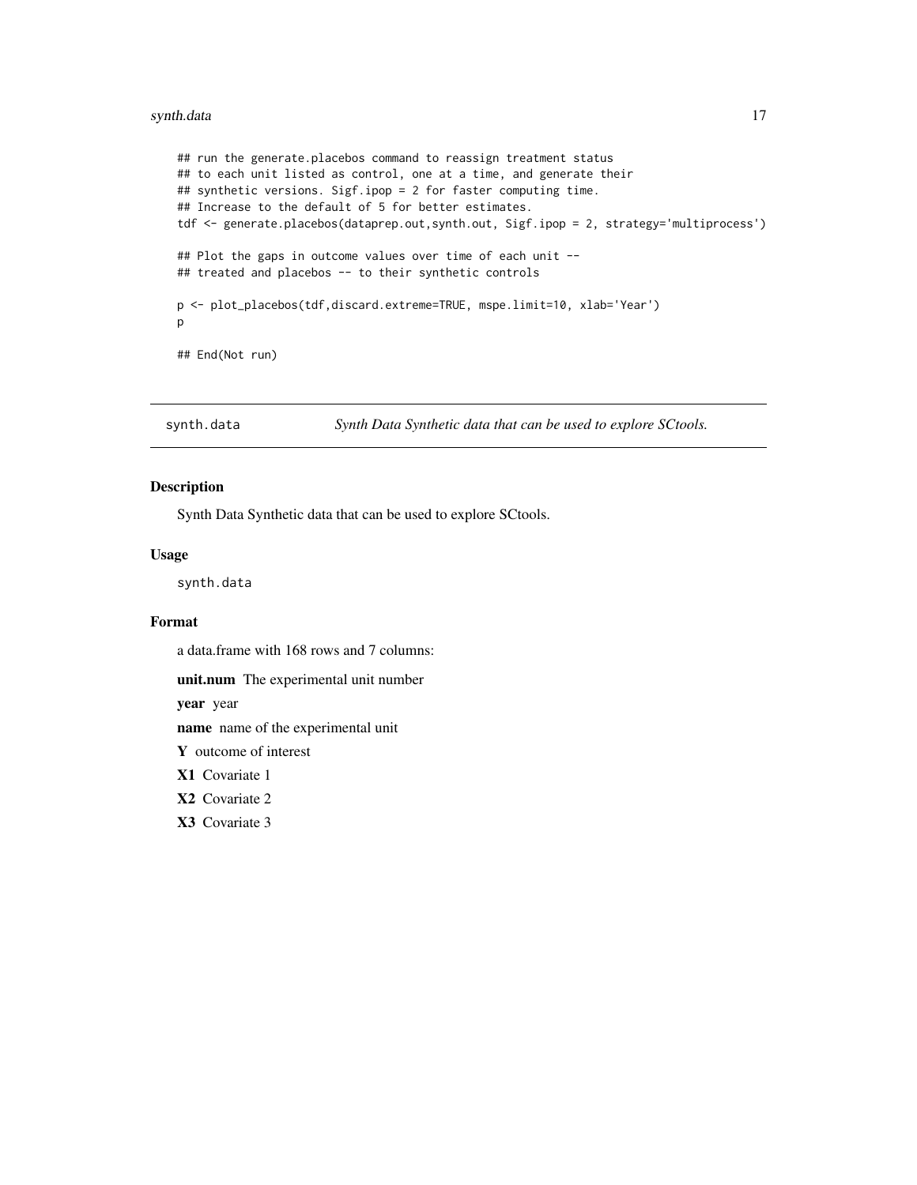```
## run the generate.placebos command to reassign treatment status
## to each unit listed as control, one at a time, and generate their
## synthetic versions. Sigf.ipop = 2 for faster computing time.
## Increase to the default of 5 for better estimates.
tdf <- generate.placebos(dataprep.out,synth.out, Sigf.ipop = 2, strategy='multiprocess')

## Plot the gaps in outcome values over time of each unit --
## treated and placebos -- to their synthetic controls

p <- plot_placebos(tdf,discard.extreme=TRUE, mspe.limit=10, xlab='Year')
p

## End(Not run)
```

---

## synth.data &nbsp;&nbsp;&nbsp; *Synth Data Synthetic data that can be used to explore SCtools.*

---

### Description

Synth Data Synthetic data that can be used to explore SCtools.

### Usage

```
synth.data
```

### Format

a data.frame with 168 rows and 7 columns:

**unit.num** The experimental unit number

**year** year

**name** name of the experimental unit

**Y** outcome of interest

**X1** Covariate 1

**X2** Covariate 2

**X3** Covariate 3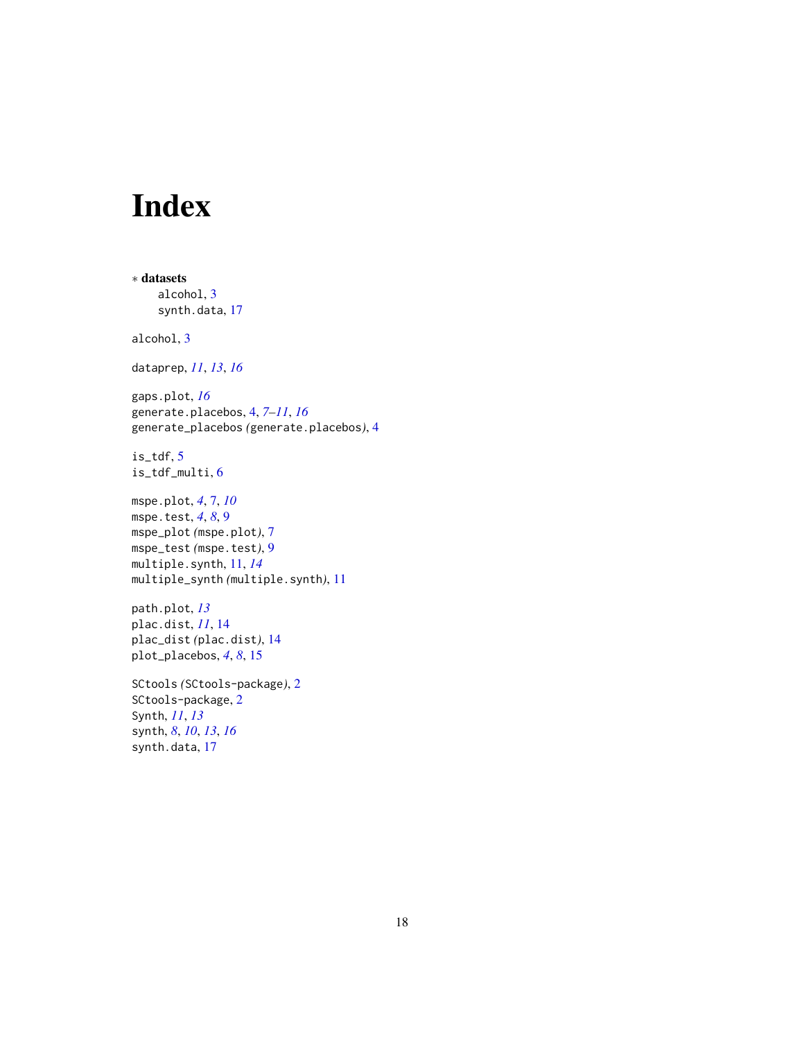# Index

∗ **datasets**
  alcohol, 3
  synth.data, 17

alcohol, 3

dataprep, *11*, *13*, *16*

gaps.plot, *16*
generate.placebos, 4, *7–11*, *16*
generate_placebos *(*generate.placebos*)*, 4

is_tdf, 5
is_tdf_multi, 6

mspe.plot, *4*, 7, *10*
mspe.test, *4*, *8*, 9
mspe_plot *(*mspe.plot*)*, 7
mspe_test *(*mspe.test*)*, 9
multiple.synth, 11, *14*
multiple_synth *(*multiple.synth*)*, 11

path.plot, *13*
plac.dist, *11*, 14
plac_dist *(*plac.dist*)*, 14
plot_placebos, *4*, *8*, 15

SCtools *(*SCtools-package*)*, 2
SCtools-package, 2
Synth, *11*, *13*
synth, *8*, *10*, *13*, *16*
synth.data, 17